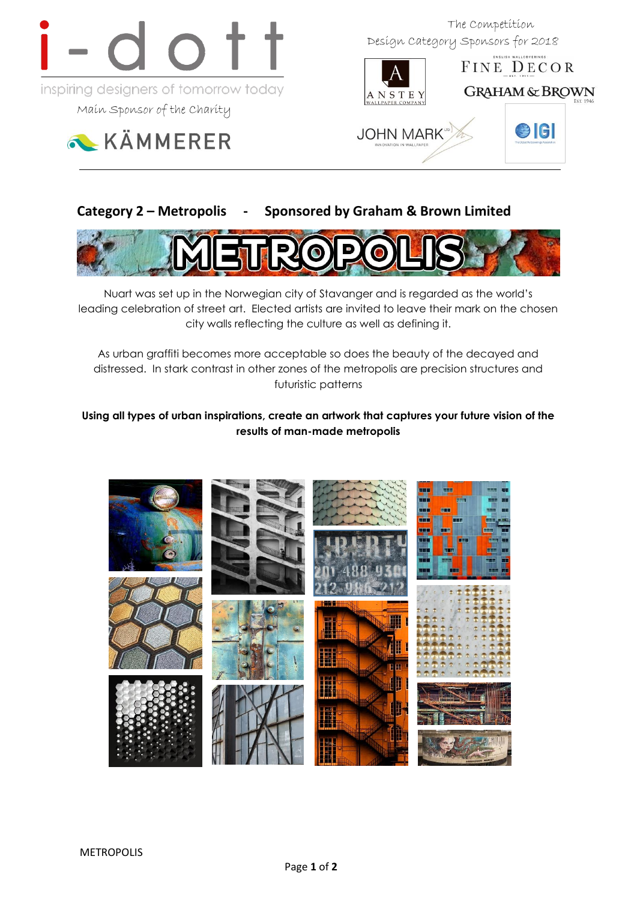i-dott

inspiring designers of tomorrow today

Main Sponsor of the Charity

KÄMMERER

The Competition
Design Category Sponsors for 2018

ANSTEY WALLPAPER COMPANY

FINE DECOR

GRAHAM & BROWN

JOHN MARK

IGI

## Category 2 – Metropolis - Sponsored by Graham & Brown Limited

METROPOLIS

Nuart was set up in the Norwegian city of Stavanger and is regarded as the world's leading celebration of street art. Elected artists are invited to leave their mark on the chosen city walls reflecting the culture as well as defining it.

As urban graffiti becomes more acceptable so does the beauty of the decayed and distressed. In stark contrast in other zones of the metropolis are precision structures and futuristic patterns

**Using all types of urban inspirations, create an artwork that captures your future vision of the results of man-made metropolis**

METROPOLIS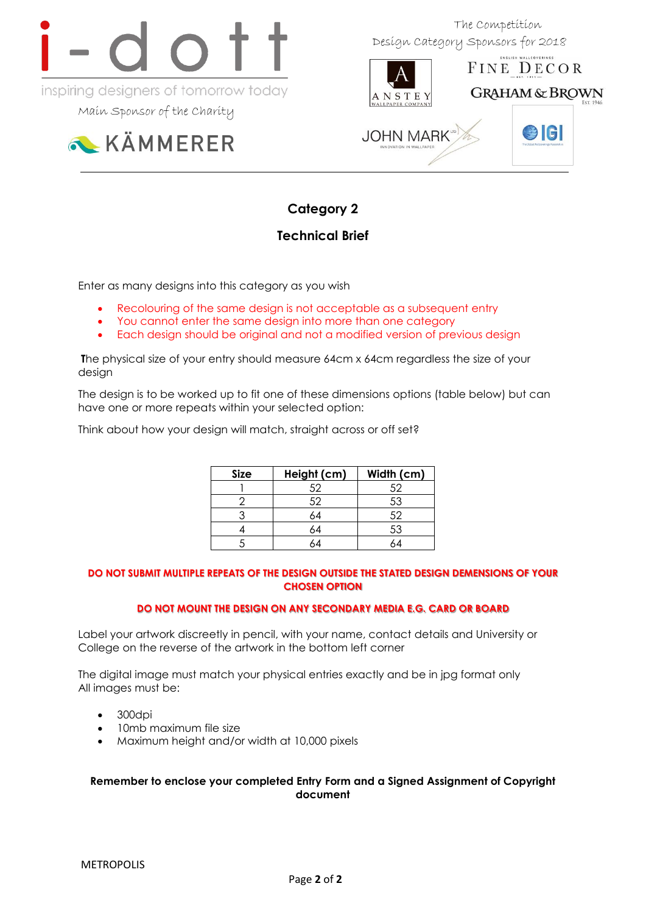i-dott

inspiring designers of tomorrow today

Main Sponsor of the Charity

KÄMMERER

The Competition
Design Category Sponsors for 2018

ANSTEY WALLPAPER COMPANY

FINE DECOR

GRAHAM & BROWN

JOHN MARK

IGI

## Category 2

## Technical Brief

Enter as many designs into this category as you wish

- Recolouring of the same design is not acceptable as a subsequent entry
- You cannot enter the same design into more than one category
- Each design should be original and not a modified version of previous design

The physical size of your entry should measure 64cm x 64cm regardless the size of your design

The design is to be worked up to fit one of these dimensions options (table below) but can have one or more repeats within your selected option:

Think about how your design will match, straight across or off set?

| Size | Height (cm) | Width (cm) |
|---|---|---|
| 1 | 52 | 52 |
| 2 | 52 | 53 |
| 3 | 64 | 52 |
| 4 | 64 | 53 |
| 5 | 64 | 64 |

**DO NOT SUBMIT MULTIPLE REPEATS OF THE DESIGN OUTSIDE THE STATED DESIGN DEMENSIONS OF YOUR CHOSEN OPTION**

**DO NOT MOUNT THE DESIGN ON ANY SECONDARY MEDIA E.G. CARD OR BOARD**

Label your artwork discreetly in pencil, with your name, contact details and University or College on the reverse of the artwork in the bottom left corner

The digital image must match your physical entries exactly and be in jpg format only
All images must be:

- 300dpi
- 10mb maximum file size
- Maximum height and/or width at 10,000 pixels

**Remember to enclose your completed Entry Form and a Signed Assignment of Copyright document**

METROPOLIS